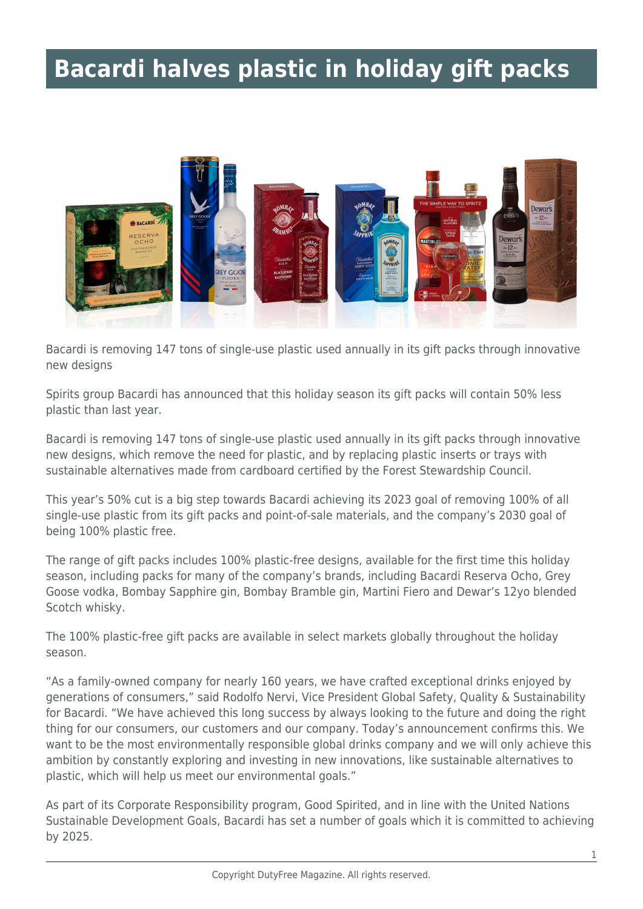# Bacardi halves plastic in holiday gift packs

Bacardi is removing 147 tons of single-use plastic used annually in its gift packs through innovative new designs

Spirits group Bacardi has announced that this holiday season its gift packs will contain 50% less plastic than last year.

Bacardi is removing 147 tons of single-use plastic used annually in its gift packs through innovative new designs, which remove the need for plastic, and by replacing plastic inserts or trays with sustainable alternatives made from cardboard certified by the Forest Stewardship Council.

This year's 50% cut is a big step towards Bacardi achieving its 2023 goal of removing 100% of all single-use plastic from its gift packs and point-of-sale materials, and the company's 2030 goal of being 100% plastic free.

The range of gift packs includes 100% plastic-free designs, available for the first time this holiday season, including packs for many of the company's brands, including Bacardi Reserva Ocho, Grey Goose vodka, Bombay Sapphire gin, Bombay Bramble gin, Martini Fiero and Dewar's 12yo blended Scotch whisky.

The 100% plastic-free gift packs are available in select markets globally throughout the holiday season.

"As a family-owned company for nearly 160 years, we have crafted exceptional drinks enjoyed by generations of consumers," said Rodolfo Nervi, Vice President Global Safety, Quality & Sustainability for Bacardi. "We have achieved this long success by always looking to the future and doing the right thing for our consumers, our customers and our company. Today's announcement confirms this. We want to be the most environmentally responsible global drinks company and we will only achieve this ambition by constantly exploring and investing in new innovations, like sustainable alternatives to plastic, which will help us meet our environmental goals."

As part of its Corporate Responsibility program, Good Spirited, and in line with the United Nations Sustainable Development Goals, Bacardi has set a number of goals which it is committed to achieving by 2025.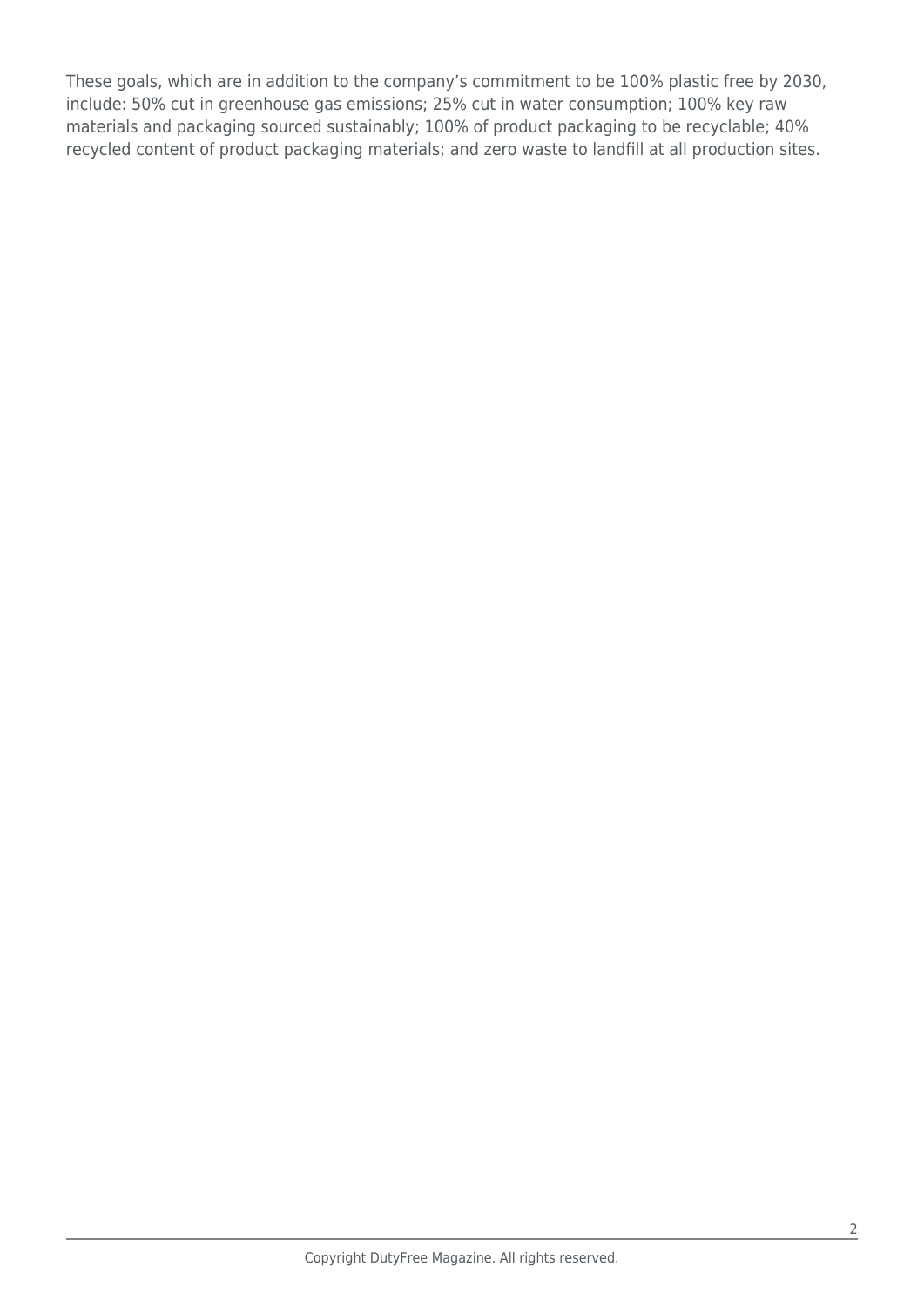These goals, which are in addition to the company's commitment to be 100% plastic free by 2030, include: 50% cut in greenhouse gas emissions; 25% cut in water consumption; 100% key raw materials and packaging sourced sustainably; 100% of product packaging to be recyclable; 40% recycled content of product packaging materials; and zero waste to landfill at all production sites.